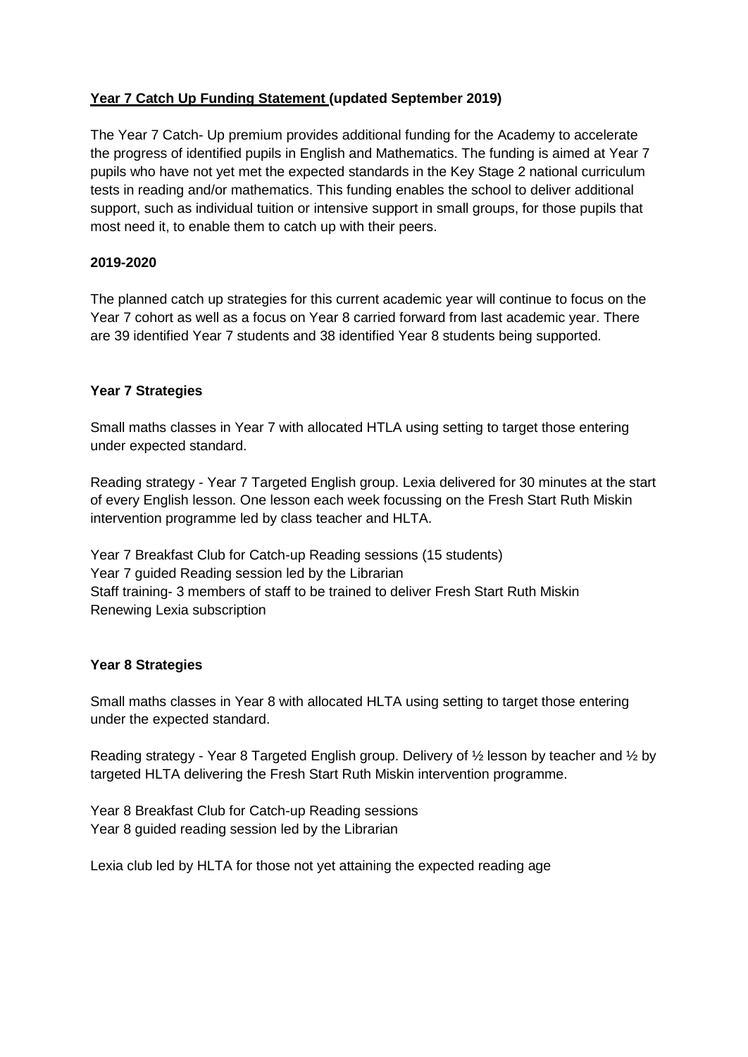**<u>Year 7 Catch Up Funding Statement</u> (updated September 2019)**

The Year 7 Catch- Up premium provides additional funding for the Academy to accelerate the progress of identified pupils in English and Mathematics. The funding is aimed at Year 7 pupils who have not yet met the expected standards in the Key Stage 2 national curriculum tests in reading and/or mathematics. This funding enables the school to deliver additional support, such as individual tuition or intensive support in small groups, for those pupils that most need it, to enable them to catch up with their peers.

**2019-2020**

The planned catch up strategies for this current academic year will continue to focus on the Year 7 cohort as well as a focus on Year 8 carried forward from last academic year. There are 39 identified Year 7 students and 38 identified Year 8 students being supported.

**Year 7 Strategies**

Small maths classes in Year 7 with allocated HTLA using setting to target those entering under expected standard.

Reading strategy - Year 7 Targeted English group. Lexia delivered for 30 minutes at the start of every English lesson. One lesson each week focussing on the Fresh Start Ruth Miskin intervention programme led by class teacher and HLTA.

Year 7 Breakfast Club for Catch-up Reading sessions (15 students)
Year 7 guided Reading session led by the Librarian
Staff training- 3 members of staff to be trained to deliver Fresh Start Ruth Miskin
Renewing Lexia subscription

**Year 8 Strategies**

Small maths classes in Year 8 with allocated HLTA using setting to target those entering under the expected standard.

Reading strategy - Year 8 Targeted English group. Delivery of ½ lesson by teacher and ½ by targeted HLTA delivering the Fresh Start Ruth Miskin intervention programme.

Year 8 Breakfast Club for Catch-up Reading sessions
Year 8 guided reading session led by the Librarian

Lexia club led by HLTA for those not yet attaining the expected reading age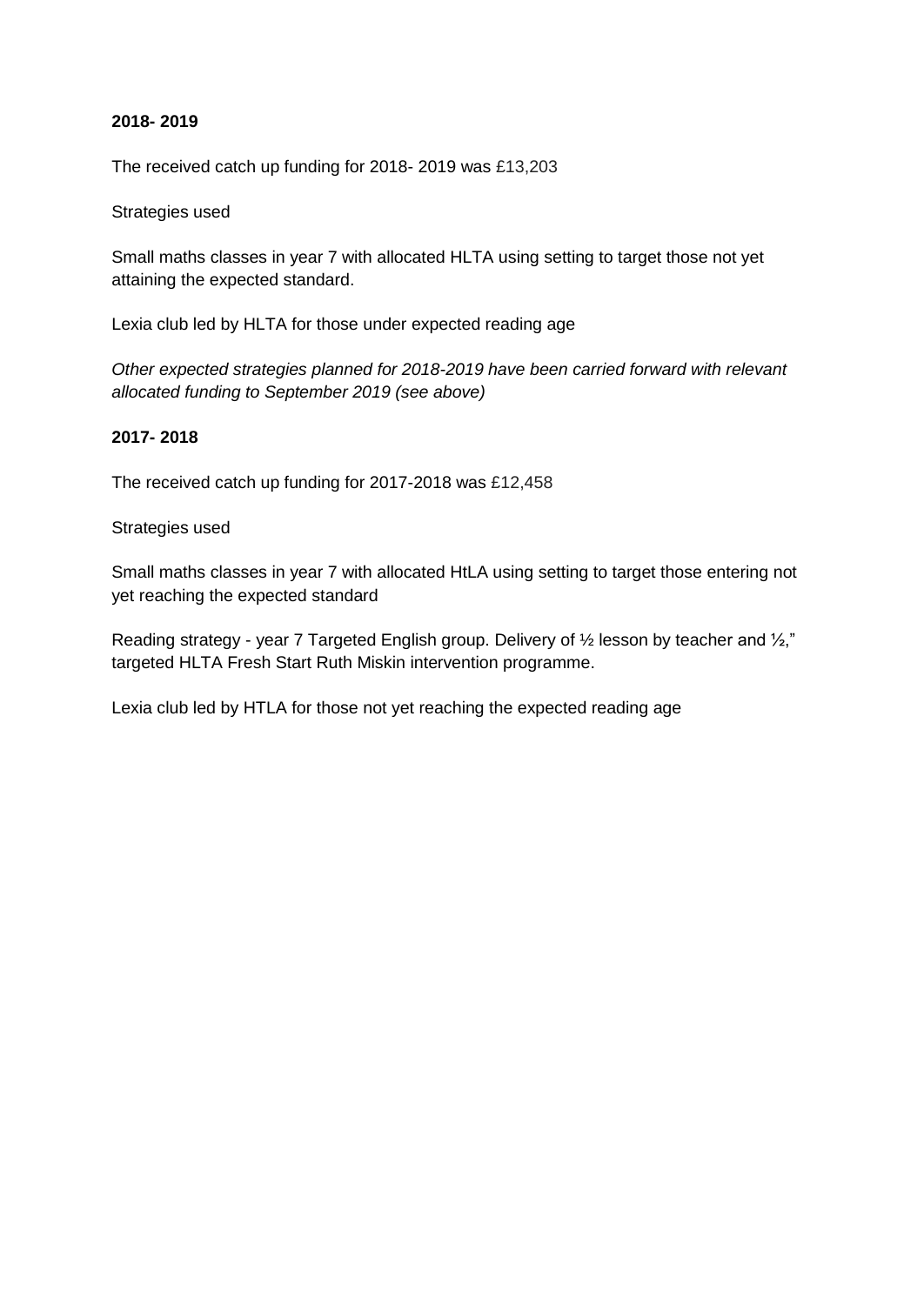**2018- 2019**

The received catch up funding for 2018- 2019 was £13,203

Strategies used

Small maths classes in year 7 with allocated HLTA using setting to target those not yet attaining the expected standard.

Lexia club led by HLTA for those under expected reading age

*Other expected strategies planned for 2018-2019 have been carried forward with relevant allocated funding to September 2019 (see above)*

**2017- 2018**

The received catch up funding for 2017-2018 was £12,458

Strategies used

Small maths classes in year 7 with allocated HtLA using setting to target those entering not yet reaching the expected standard

Reading strategy - year 7 Targeted English group. Delivery of ½ lesson by teacher and ½," targeted HLTA Fresh Start Ruth Miskin intervention programme.

Lexia club led by HTLA for those not yet reaching the expected reading age